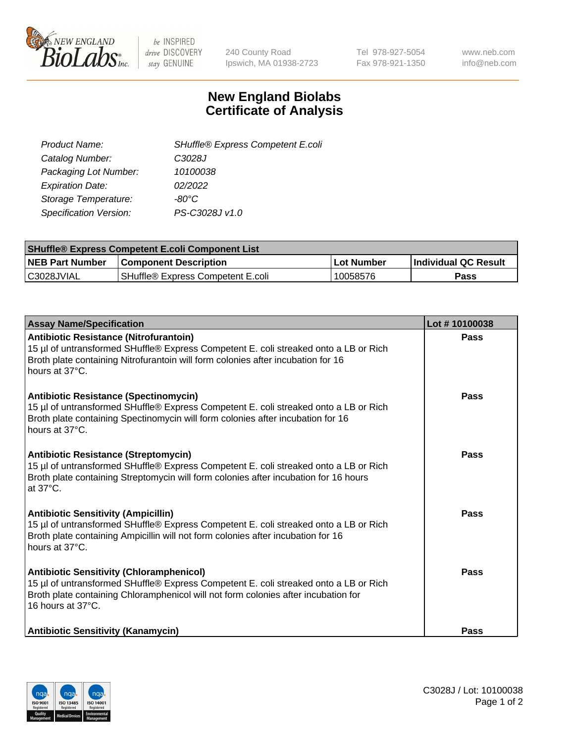NEW ENGLAND BioLabs Inc. | be INSPIRED drive DISCOVERY stay GENUINE | 240 County Road Ipswich, MA 01938-2723 | Tel 978-927-5054 Fax 978-921-1350 | www.neb.com info@neb.com

# New England Biolabs
# Certificate of Analysis

| | |
|---|---|
| *Product Name:* | *SHuffle® Express Competent E.coli* |
| *Catalog Number:* | *C3028J* |
| *Packaging Lot Number:* | *10100038* |
| *Expiration Date:* | *02/2022* |
| *Storage Temperature:* | *-80°C* |
| *Specification Version:* | *PS-C3028J v1.0* |

| **SHuffle® Express Competent E.coli Component List** | | | |
|---|---|---|---|
| **NEB Part Number** | **Component Description** | **Lot Number** | **Individual QC Result** |
| C3028JVIAL | SHuffle® Express Competent E.coli | 10058576 | **Pass** |

| **Assay Name/Specification** | **Lot # 10100038** |
|---|---|
| **Antibiotic Resistance (Nitrofurantoin)**<br>15 µl of untransformed SHuffle® Express Competent E. coli streaked onto a LB or Rich Broth plate containing Nitrofurantoin will form colonies after incubation for 16 hours at 37°C. | **Pass** |
| **Antibiotic Resistance (Spectinomycin)**<br>15 µl of untransformed SHuffle® Express Competent E. coli streaked onto a LB or Rich Broth plate containing Spectinomycin will form colonies after incubation for 16 hours at 37°C. | **Pass** |
| **Antibiotic Resistance (Streptomycin)**<br>15 µl of untransformed SHuffle® Express Competent E. coli streaked onto a LB or Rich Broth plate containing Streptomycin will form colonies after incubation for 16 hours at 37°C. | **Pass** |
| **Antibiotic Sensitivity (Ampicillin)**<br>15 µl of untransformed SHuffle® Express Competent E. coli streaked onto a LB or Rich Broth plate containing Ampicillin will not form colonies after incubation for 16 hours at 37°C. | **Pass** |
| **Antibiotic Sensitivity (Chloramphenicol)**<br>15 µl of untransformed SHuffle® Express Competent E. coli streaked onto a LB or Rich Broth plate containing Chloramphenicol will not form colonies after incubation for 16 hours at 37°C. | **Pass** |
| **Antibiotic Sensitivity (Kanamycin)** | **Pass** |

C3028J / Lot: 10100038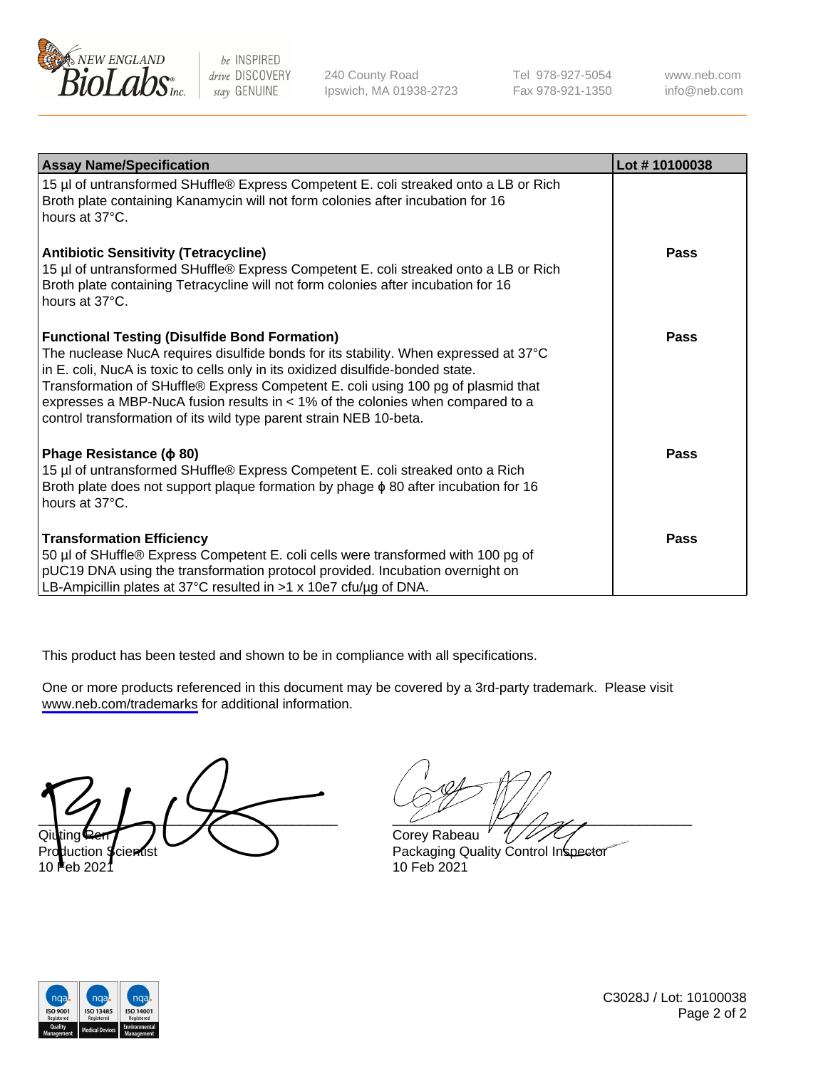| Assay Name/Specification | Lot # 10100038 |
|---|---|
| 15 µl of untransformed SHuffle® Express Competent E. coli streaked onto a LB or Rich Broth plate containing Kanamycin will not form colonies after incubation for 16 hours at 37°C. | |
| **Antibiotic Sensitivity (Tetracycline)** 15 µl of untransformed SHuffle® Express Competent E. coli streaked onto a LB or Rich Broth plate containing Tetracycline will not form colonies after incubation for 16 hours at 37°C. | **Pass** |
| **Functional Testing (Disulfide Bond Formation)** The nuclease NucA requires disulfide bonds for its stability. When expressed at 37°C in E. coli, NucA is toxic to cells only in its oxidized disulfide-bonded state. Transformation of SHuffle® Express Competent E. coli using 100 pg of plasmid that expresses a MBP-NucA fusion results in < 1% of the colonies when compared to a control transformation of its wild type parent strain NEB 10-beta. | **Pass** |
| **Phage Resistance (ϕ 80)** 15 µl of untransformed SHuffle® Express Competent E. coli streaked onto a Rich Broth plate does not support plaque formation by phage ϕ 80 after incubation for 16 hours at 37°C. | **Pass** |
| **Transformation Efficiency** 50 µl of SHuffle® Express Competent E. coli cells were transformed with 100 pg of pUC19 DNA using the transformation protocol provided. Incubation overnight on LB-Ampicillin plates at 37°C resulted in >1 x 10e7 cfu/µg of DNA. | **Pass** |

This product has been tested and shown to be in compliance with all specifications.

One or more products referenced in this document may be covered by a 3rd-party trademark. Please visit www.neb.com/trademarks for additional information.

Qiuting Ren
Production Scientist
10 Feb 2021

Corey Rabeau
Packaging Quality Control Inspector
10 Feb 2021

C3028J / Lot: 10100038